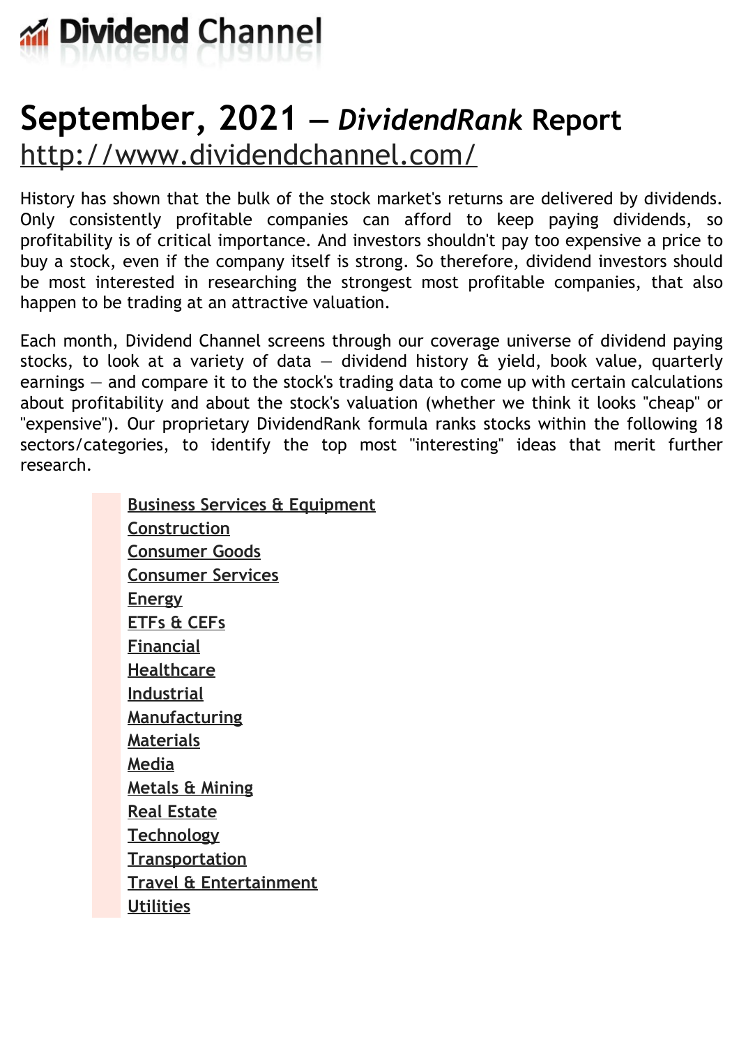# Dividend Channel

# September, 2021 — *DividendRank* Report

[http://www.dividendchannel.com/](http://www.dividendchannel.com/)

History has shown that the bulk of the stock market's returns are delivered by dividends. Only consistently profitable companies can afford to keep paying dividends, so profitability is of critical importance. And investors shouldn't pay too expensive a price to buy a stock, even if the company itself is strong. So therefore, dividend investors should be most interested in researching the strongest most profitable companies, that also happen to be trading at an attractive valuation.

Each month, Dividend Channel screens through our coverage universe of dividend paying stocks, to look at a variety of data — dividend history & yield, book value, quarterly earnings — and compare it to the stock's trading data to come up with certain calculations about profitability and about the stock's valuation (whether we think it looks "cheap" or "expensive"). Our proprietary DividendRank formula ranks stocks within the following 18 sectors/categories, to identify the top most "interesting" ideas that merit further research.

- Business Services & Equipment
- Construction
- Consumer Goods
- Consumer Services
- Energy
- ETFs & CEFs
- Financial
- Healthcare
- Industrial
- Manufacturing
- Materials
- Media
- Metals & Mining
- Real Estate
- Technology
- Transportation
- Travel & Entertainment
- Utilities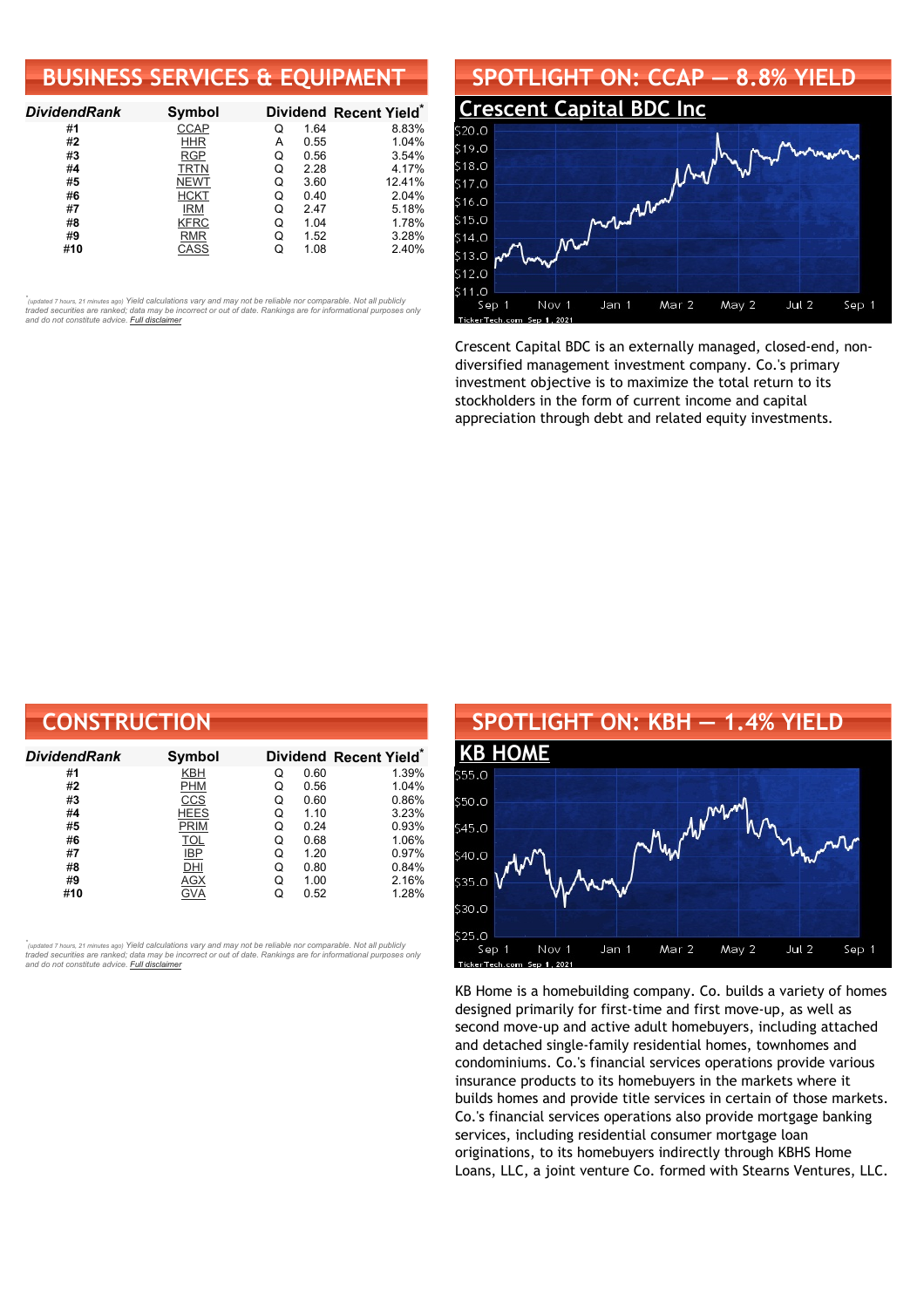## BUSINESS SERVICES & EQUIPMENT

| DividendRank | Symbol | Dividend | | Recent Yield* |
|---|---|---|---|---|
| #1 | CCAP | Q | 1.64 | 8.83% |
| #2 | HHR | A | 0.55 | 1.04% |
| #3 | RGP | Q | 0.56 | 3.54% |
| #4 | TRTN | Q | 2.28 | 4.17% |
| #5 | NEWT | Q | 3.60 | 12.41% |
| #6 | HCKT | Q | 0.40 | 2.04% |
| #7 | IRM | Q | 2.47 | 5.18% |
| #8 | KFRC | Q | 1.04 | 1.78% |
| #9 | RMR | Q | 1.52 | 3.28% |
| #10 | CASS | Q | 1.08 | 2.40% |

*(updated 7 hours, 21 minutes ago) Yield calculations vary and may not be reliable nor comparable. Not all publicly traded securities are ranked; data may be incorrect or out of date. Rankings are for informational purposes only and do not constitute advice. Full disclaimer*

## SPOTLIGHT ON: CCAP — 8.8% YIELD

### Crescent Capital BDC Inc

Crescent Capital BDC is an externally managed, closed-end, non-diversified management investment company. Co.'s primary investment objective is to maximize the total return to its stockholders in the form of current income and capital appreciation through debt and related equity investments.

## CONSTRUCTION

| DividendRank | Symbol | Dividend | | Recent Yield* |
|---|---|---|---|---|
| #1 | KBH | Q | 0.60 | 1.39% |
| #2 | PHM | Q | 0.56 | 1.04% |
| #3 | CCS | Q | 0.60 | 0.86% |
| #4 | HEES | Q | 1.10 | 3.23% |
| #5 | PRIM | Q | 0.24 | 0.93% |
| #6 | TOL | Q | 0.68 | 1.06% |
| #7 | IBP | Q | 1.20 | 0.97% |
| #8 | DHI | Q | 0.80 | 0.84% |
| #9 | AGX | Q | 1.00 | 2.16% |
| #10 | GVA | Q | 0.52 | 1.28% |

*(updated 7 hours, 21 minutes ago) Yield calculations vary and may not be reliable nor comparable. Not all publicly traded securities are ranked; data may be incorrect or out of date. Rankings are for informational purposes only and do not constitute advice. Full disclaimer*

## SPOTLIGHT ON: KBH — 1.4% YIELD

### KB HOME

KB Home is a homebuilding company. Co. builds a variety of homes designed primarily for first-time and first move-up, as well as second move-up and active adult homebuyers, including attached and detached single-family residential homes, townhomes and condominiums. Co.'s financial services operations provide various insurance products to its homebuyers in the markets where it builds homes and provide title services in certain of those markets. Co.'s financial services operations also provide mortgage banking services, including residential consumer mortgage loan originations, to its homebuyers indirectly through KBHS Home Loans, LLC, a joint venture Co. formed with Stearns Ventures, LLC.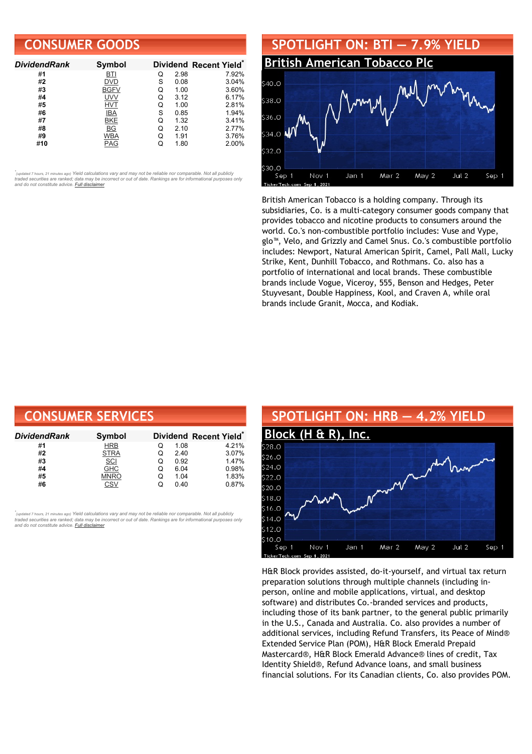## CONSUMER GOODS

| DividendRank | Symbol | Dividend | | Recent Yield* |
|---|---|---|---|---|
| #1 | BTI | Q | 2.98 | 7.92% |
| #2 | DVD | S | 0.08 | 3.04% |
| #3 | BGFV | Q | 1.00 | 3.60% |
| #4 | UVV | Q | 3.12 | 6.17% |
| #5 | HVT | Q | 1.00 | 2.81% |
| #6 | IBA | S | 0.85 | 1.94% |
| #7 | BKE | Q | 1.32 | 3.41% |
| #8 | BG | Q | 2.10 | 2.77% |
| #9 | WBA | Q | 1.91 | 3.76% |
| #10 | PAG | Q | 1.80 | 2.00% |

*(updated 7 hours, 21 minutes ago) Yield calculations vary and may not be reliable nor comparable. Not all publicly traded securities are ranked; data may be incorrect or out of date. Rankings are for informational purposes only and do not constitute advice. Full disclaimer

## SPOTLIGHT ON: BTI — 7.9% YIELD

### British American Tobacco Plc

British American Tobacco is a holding company. Through its subsidiaries, Co. is a multi-category consumer goods company that provides tobacco and nicotine products to consumers around the world. Co.'s non-combustible portfolio includes: Vuse and Vype, glo™, Velo, and Grizzly and Camel Snus. Co.'s combustible portfolio includes: Newport, Natural American Spirit, Camel, Pall Mall, Lucky Strike, Kent, Dunhill Tobacco, and Rothmans. Co. also has a portfolio of international and local brands. These combustible brands include Vogue, Viceroy, 555, Benson and Hedges, Peter Stuyvesant, Double Happiness, Kool, and Craven A, while oral brands include Granit, Mocca, and Kodiak.

## CONSUMER SERVICES

| DividendRank | Symbol | Dividend | | Recent Yield* |
|---|---|---|---|---|
| #1 | HRB | Q | 1.08 | 4.21% |
| #2 | STRA | Q | 2.40 | 3.07% |
| #3 | SCI | Q | 0.92 | 1.47% |
| #4 | GHC | Q | 6.04 | 0.98% |
| #5 | MNRO | Q | 1.04 | 1.83% |
| #6 | CSV | Q | 0.40 | 0.87% |

*(updated 7 hours, 21 minutes ago) Yield calculations vary and may not be reliable nor comparable. Not all publicly traded securities are ranked; data may be incorrect or out of date. Rankings are for informational purposes only and do not constitute advice. Full disclaimer

## SPOTLIGHT ON: HRB — 4.2% YIELD

### Block (H & R), Inc.

H&R Block provides assisted, do-it-yourself, and virtual tax return preparation solutions through multiple channels (including in-person, online and mobile applications, virtual, and desktop software) and distributes Co.-branded services and products, including those of its bank partner, to the general public primarily in the U.S., Canada and Australia. Co. also provides a number of additional services, including Refund Transfers, its Peace of Mind® Extended Service Plan (POM), H&R Block Emerald Prepaid Mastercard®, H&R Block Emerald Advance® lines of credit, Tax Identity Shield®, Refund Advance loans, and small business financial solutions. For its Canadian clients, Co. also provides POM.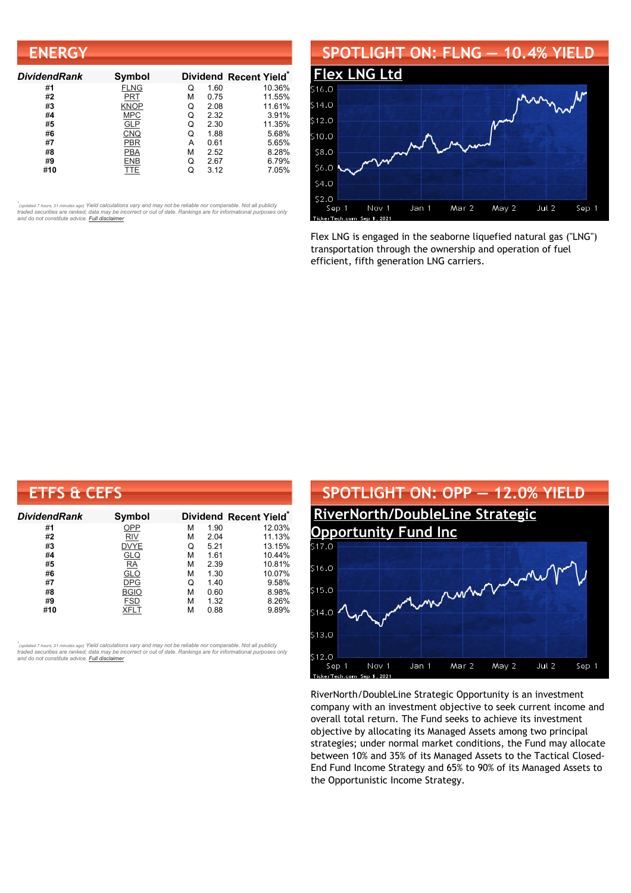## ENERGY

| DividendRank | Symbol | Dividend | | Recent Yield* |
|---|---|---|---|---|
| #1 | FLNG | Q | 1.60 | 10.36% |
| #2 | PRT | M | 0.75 | 11.55% |
| #3 | KNOP | Q | 2.08 | 11.61% |
| #4 | MPC | Q | 2.32 | 3.91% |
| #5 | GLP | Q | 2.30 | 11.35% |
| #6 | CNQ | Q | 1.88 | 5.68% |
| #7 | PBR | A | 0.61 | 5.65% |
| #8 | PBA | M | 2.52 | 8.28% |
| #9 | ENB | Q | 2.67 | 6.79% |
| #10 | TTE | Q | 3.12 | 7.05% |

*(updated 7 hours, 21 minutes ago) Yield calculations vary and may not be reliable nor comparable. Not all publicly traded securities are ranked; data may be incorrect or out of date. Rankings are for informational purposes only and do not constitute advice. Full disclaimer

## SPOTLIGHT ON: FLNG — 10.4% YIELD

### Flex LNG Ltd

Flex LNG is engaged in the seaborne liquefied natural gas ("LNG") transportation through the ownership and operation of fuel efficient, fifth generation LNG carriers.

## ETFS & CEFS

| DividendRank | Symbol | Dividend | | Recent Yield* |
|---|---|---|---|---|
| #1 | OPP | M | 1.90 | 12.03% |
| #2 | RIV | M | 2.04 | 11.13% |
| #3 | DVYE | Q | 5.21 | 13.15% |
| #4 | GLQ | M | 1.61 | 10.44% |
| #5 | RA | M | 2.39 | 10.81% |
| #6 | GLO | M | 1.30 | 10.07% |
| #7 | DPG | Q | 1.40 | 9.58% |
| #8 | BGIO | M | 0.60 | 8.98% |
| #9 | FSD | M | 1.32 | 8.26% |
| #10 | XFLT | M | 0.88 | 9.89% |

*(updated 7 hours, 21 minutes ago) Yield calculations vary and may not be reliable nor comparable. Not all publicly traded securities are ranked; data may be incorrect or out of date. Rankings are for informational purposes only and do not constitute advice. Full disclaimer

## SPOTLIGHT ON: OPP — 12.0% YIELD

### RiverNorth/DoubleLine Strategic Opportunity Fund Inc

RiverNorth/DoubleLine Strategic Opportunity is an investment company with an investment objective to seek current income and overall total return. The Fund seeks to achieve its investment objective by allocating its Managed Assets among two principal strategies; under normal market conditions, the Fund may allocate between 10% and 35% of its Managed Assets to the Tactical Closed-End Fund Income Strategy and 65% to 90% of its Managed Assets to the Opportunistic Income Strategy.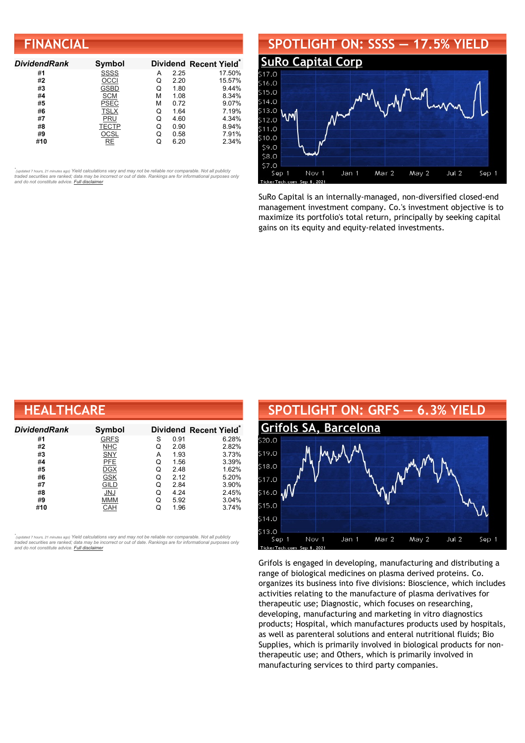## FINANCIAL

| DividendRank | Symbol | Dividend | | Recent Yield* |
|---|---|---|---|---|
| #1 | SSSS | A | 2.25 | 17.50% |
| #2 | OCCI | Q | 2.20 | 15.57% |
| #3 | GSBD | Q | 1.80 | 9.44% |
| #4 | SCM | M | 1.08 | 8.34% |
| #5 | PSEC | M | 0.72 | 9.07% |
| #6 | TSLX | Q | 1.64 | 7.19% |
| #7 | PRU | Q | 4.60 | 4.34% |
| #8 | TECTP | Q | 0.90 | 8.94% |
| #9 | OCSL | Q | 0.58 | 7.91% |
| #10 | RE | Q | 6.20 | 2.34% |

*(updated 7 hours, 21 minutes ago) Yield calculations vary and may not be reliable nor comparable. Not all publicly traded securities are ranked; data may be incorrect or out of date. Rankings are for informational purposes only and do not constitute advice. Full disclaimer*

## SPOTLIGHT ON: SSSS — 17.5% YIELD

### SuRo Capital Corp

SuRo Capital is an internally-managed, non-diversified closed-end management investment company. Co.'s investment objective is to maximize its portfolio's total return, principally by seeking capital gains on its equity and equity-related investments.

## HEALTHCARE

| DividendRank | Symbol | Dividend | | Recent Yield* |
|---|---|---|---|---|
| #1 | GRFS | S | 0.91 | 6.28% |
| #2 | NHC | Q | 2.08 | 2.82% |
| #3 | SNY | A | 1.93 | 3.73% |
| #4 | PFE | Q | 1.56 | 3.39% |
| #5 | DGX | Q | 2.48 | 1.62% |
| #6 | GSK | Q | 2.12 | 5.20% |
| #7 | GILD | Q | 2.84 | 3.90% |
| #8 | JNJ | Q | 4.24 | 2.45% |
| #9 | MMM | Q | 5.92 | 3.04% |
| #10 | CAH | Q | 1.96 | 3.74% |

*(updated 7 hours, 21 minutes ago) Yield calculations vary and may not be reliable nor comparable. Not all publicly traded securities are ranked; data may be incorrect or out of date. Rankings are for informational purposes only and do not constitute advice. Full disclaimer*

## SPOTLIGHT ON: GRFS — 6.3% YIELD

### Grifols SA, Barcelona

Grifols is engaged in developing, manufacturing and distributing a range of biological medicines on plasma derived proteins. Co. organizes its business into five divisions: Bioscience, which includes activities relating to the manufacture of plasma derivatives for therapeutic use; Diagnostic, which focuses on researching, developing, manufacturing and marketing in vitro diagnostics products; Hospital, which manufactures products used by hospitals, as well as parenteral solutions and enteral nutritional fluids; Bio Supplies, which is primarily involved in biological products for non-therapeutic use; and Others, which is primarily involved in manufacturing services to third party companies.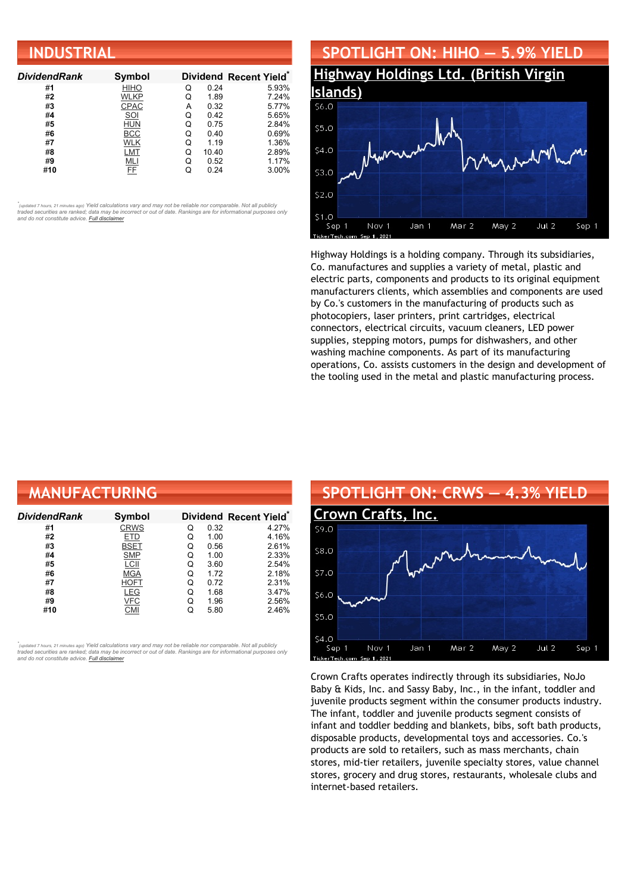## INDUSTRIAL

| DividendRank | Symbol | Dividend | | Recent Yield* |
|---|---|---|---|---|
| #1 | HIHO | Q | 0.24 | 5.93% |
| #2 | WLKP | Q | 1.89 | 7.24% |
| #3 | CPAC | A | 0.32 | 5.77% |
| #4 | SOI | Q | 0.42 | 5.65% |
| #5 | HUN | Q | 0.75 | 2.84% |
| #6 | BCC | Q | 0.40 | 0.69% |
| #7 | WLK | Q | 1.19 | 1.36% |
| #8 | LMT | Q | 10.40 | 2.89% |
| #9 | MLI | Q | 0.52 | 1.17% |
| #10 | FF | Q | 0.24 | 3.00% |

*(updated 7 hours, 21 minutes ago) Yield calculations vary and may not be reliable nor comparable. Not all publicly traded securities are ranked; data may be incorrect or out of date. Rankings are for informational purposes only and do not constitute advice. Full disclaimer

## SPOTLIGHT ON: HIHO — 5.9% YIELD

### Highway Holdings Ltd. (British Virgin Islands)

Highway Holdings is a holding company. Through its subsidiaries, Co. manufactures and supplies a variety of metal, plastic and electric parts, components and products to its original equipment manufacturers clients, which assemblies and components are used by Co.'s customers in the manufacturing of products such as photocopiers, laser printers, print cartridges, electrical connectors, electrical circuits, vacuum cleaners, LED power supplies, stepping motors, pumps for dishwashers, and other washing machine components. As part of its manufacturing operations, Co. assists customers in the design and development of the tooling used in the metal and plastic manufacturing process.

## MANUFACTURING

| DividendRank | Symbol | Dividend | | Recent Yield* |
|---|---|---|---|---|
| #1 | CRWS | Q | 0.32 | 4.27% |
| #2 | ETD | Q | 1.00 | 4.16% |
| #3 | BSET | Q | 0.56 | 2.61% |
| #4 | SMP | Q | 1.00 | 2.33% |
| #5 | LCII | Q | 3.60 | 2.54% |
| #6 | MGA | Q | 1.72 | 2.18% |
| #7 | HOFT | Q | 0.72 | 2.31% |
| #8 | LEG | Q | 1.68 | 3.47% |
| #9 | VFC | Q | 1.96 | 2.56% |
| #10 | CMI | Q | 5.80 | 2.46% |

*(updated 7 hours, 21 minutes ago) Yield calculations vary and may not be reliable nor comparable. Not all publicly traded securities are ranked; data may be incorrect or out of date. Rankings are for informational purposes only and do not constitute advice. Full disclaimer

## SPOTLIGHT ON: CRWS — 4.3% YIELD

### Crown Crafts, Inc.

Crown Crafts operates indirectly through its subsidiaries, NoJo Baby & Kids, Inc. and Sassy Baby, Inc., in the infant, toddler and juvenile products segment within the consumer products industry. The infant, toddler and juvenile products segment consists of infant and toddler bedding and blankets, bibs, soft bath products, disposable products, developmental toys and accessories. Co.'s products are sold to retailers, such as mass merchants, chain stores, mid-tier retailers, juvenile specialty stores, value channel stores, grocery and drug stores, restaurants, wholesale clubs and internet-based retailers.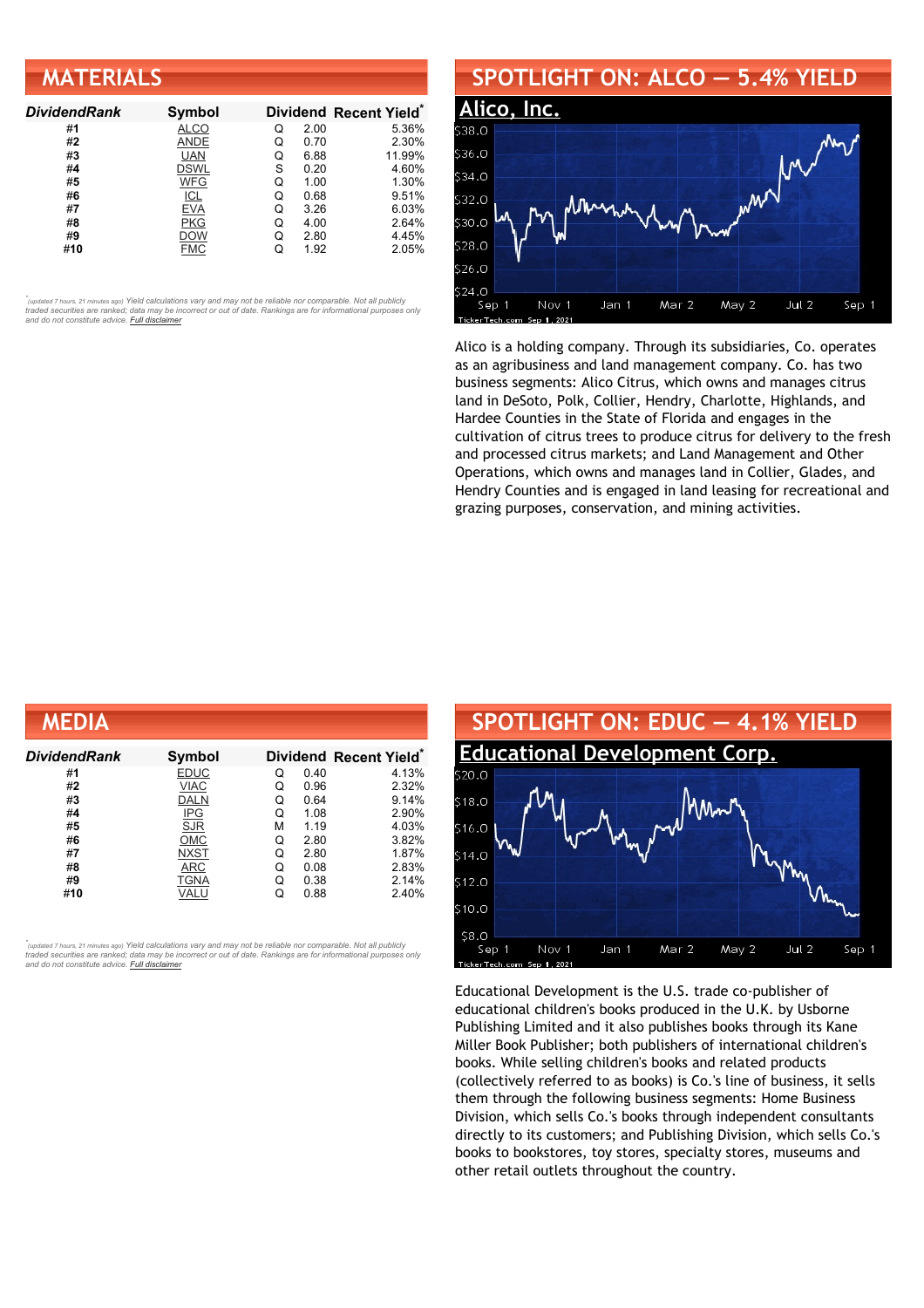## MATERIALS

| DividendRank | Symbol | Dividend | | Recent Yield* |
|---|---|---|---|---|
| #1 | ALCO | Q | 2.00 | 5.36% |
| #2 | ANDE | Q | 0.70 | 2.30% |
| #3 | UAN | Q | 6.88 | 11.99% |
| #4 | DSWL | S | 0.20 | 4.60% |
| #5 | WFG | Q | 1.00 | 1.30% |
| #6 | ICL | Q | 0.68 | 9.51% |
| #7 | EVA | Q | 3.26 | 6.03% |
| #8 | PKG | Q | 4.00 | 2.64% |
| #9 | DOW | Q | 2.80 | 4.45% |
| #10 | FMC | Q | 1.92 | 2.05% |

*(updated 7 hours, 21 minutes ago) Yield calculations vary and may not be reliable nor comparable. Not all publicly traded securities are ranked; data may be incorrect or out of date. Rankings are for informational purposes only and do not constitute advice. Full disclaimer

## SPOTLIGHT ON: ALCO — 5.4% YIELD

### Alico, Inc.

Alico is a holding company. Through its subsidiaries, Co. operates as an agribusiness and land management company. Co. has two business segments: Alico Citrus, which owns and manages citrus land in DeSoto, Polk, Collier, Hendry, Charlotte, Highlands, and Hardee Counties in the State of Florida and engages in the cultivation of citrus trees to produce citrus for delivery to the fresh and processed citrus markets; and Land Management and Other Operations, which owns and manages land in Collier, Glades, and Hendry Counties and is engaged in land leasing for recreational and grazing purposes, conservation, and mining activities.

## MEDIA

| DividendRank | Symbol | Dividend | | Recent Yield* |
|---|---|---|---|---|
| #1 | EDUC | Q | 0.40 | 4.13% |
| #2 | VIAC | Q | 0.96 | 2.32% |
| #3 | DALN | Q | 0.64 | 9.14% |
| #4 | IPG | Q | 1.08 | 2.90% |
| #5 | SJR | M | 1.19 | 4.03% |
| #6 | OMC | Q | 2.80 | 3.82% |
| #7 | NXST | Q | 2.80 | 1.87% |
| #8 | ARC | Q | 0.08 | 2.83% |
| #9 | TGNA | Q | 0.38 | 2.14% |
| #10 | VALU | Q | 0.88 | 2.40% |

*(updated 7 hours, 21 minutes ago) Yield calculations vary and may not be reliable nor comparable. Not all publicly traded securities are ranked; data may be incorrect or out of date. Rankings are for informational purposes only and do not constitute advice. Full disclaimer

## SPOTLIGHT ON: EDUC — 4.1% YIELD

### Educational Development Corp.

Educational Development is the U.S. trade co-publisher of educational children's books produced in the U.K. by Usborne Publishing Limited and it also publishes books through its Kane Miller Book Publisher; both publishers of international children's books. While selling children's books and related products (collectively referred to as books) is Co.'s line of business, it sells them through the following business segments: Home Business Division, which sells Co.'s books through independent consultants directly to its customers; and Publishing Division, which sells Co.'s books to bookstores, toy stores, specialty stores, museums and other retail outlets throughout the country.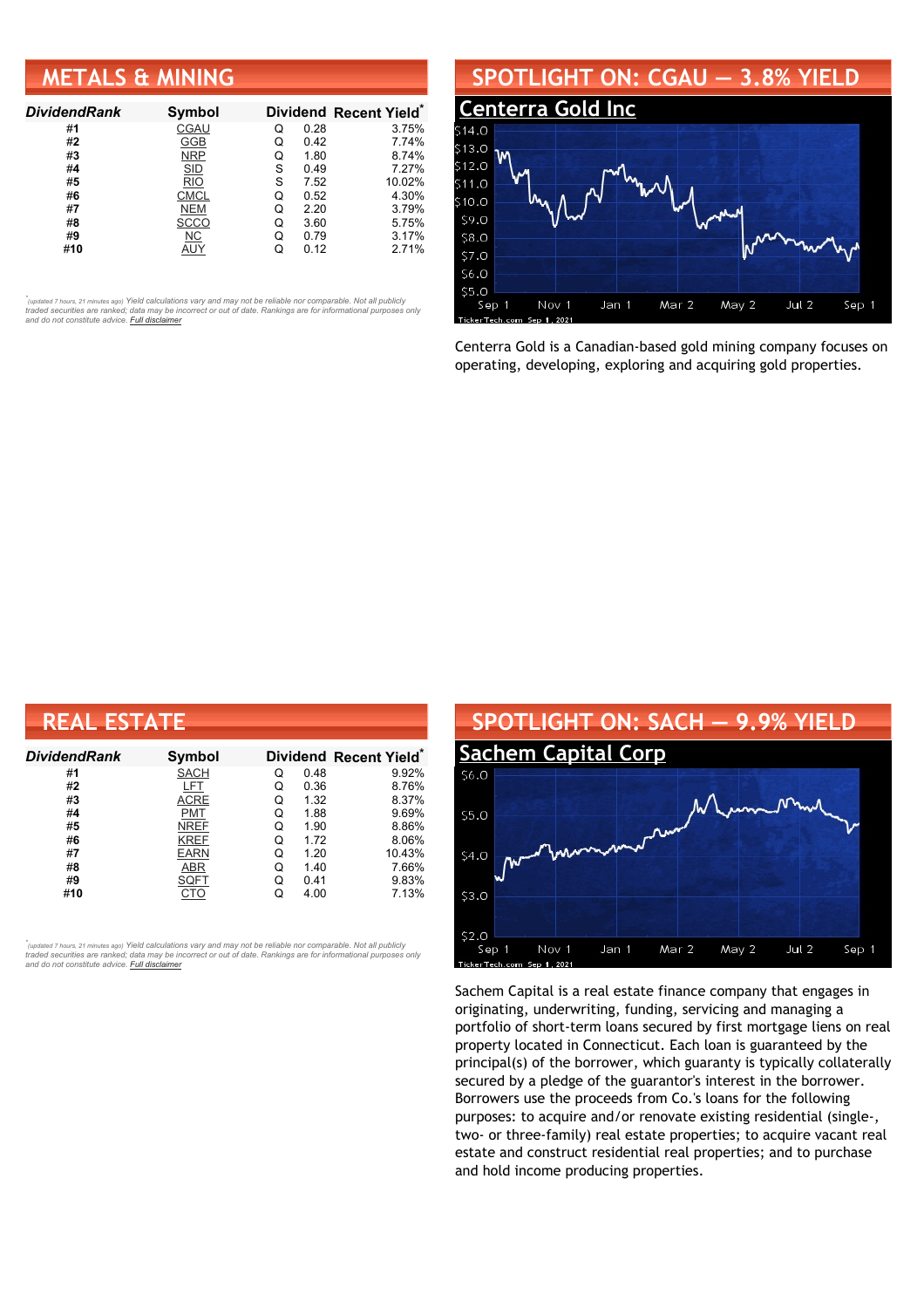## METALS & MINING

| DividendRank | Symbol | Dividend | | Recent Yield* |
|---|---|---|---|---|
| #1 | CGAU | Q | 0.28 | 3.75% |
| #2 | GGB | Q | 0.42 | 7.74% |
| #3 | NRP | Q | 1.80 | 8.74% |
| #4 | SID | S | 0.49 | 7.27% |
| #5 | RIO | S | 7.52 | 10.02% |
| #6 | CMCL | Q | 0.52 | 4.30% |
| #7 | NEM | Q | 2.20 | 3.79% |
| #8 | SCCO | Q | 3.60 | 5.75% |
| #9 | NC | Q | 0.79 | 3.17% |
| #10 | AUY | Q | 0.12 | 2.71% |

*(updated 7 hours, 21 minutes ago) Yield calculations vary and may not be reliable nor comparable. Not all publicly traded securities are ranked; data may be incorrect or out of date. Rankings are for informational purposes only and do not constitute advice. Full disclaimer

## SPOTLIGHT ON: CGAU — 3.8% YIELD

### Centerra Gold Inc

Centerra Gold is a Canadian-based gold mining company focuses on operating, developing, exploring and acquiring gold properties.

## REAL ESTATE

| DividendRank | Symbol | Dividend | | Recent Yield* |
|---|---|---|---|---|
| #1 | SACH | Q | 0.48 | 9.92% |
| #2 | LFT | Q | 0.36 | 8.76% |
| #3 | ACRE | Q | 1.32 | 8.37% |
| #4 | PMT | Q | 1.88 | 9.69% |
| #5 | NREF | Q | 1.90 | 8.86% |
| #6 | KREF | Q | 1.72 | 8.06% |
| #7 | EARN | Q | 1.20 | 10.43% |
| #8 | ABR | Q | 1.40 | 7.66% |
| #9 | SQFT | Q | 0.41 | 9.83% |
| #10 | CTO | Q | 4.00 | 7.13% |

*(updated 7 hours, 21 minutes ago) Yield calculations vary and may not be reliable nor comparable. Not all publicly traded securities are ranked; data may be incorrect or out of date. Rankings are for informational purposes only and do not constitute advice. Full disclaimer

## SPOTLIGHT ON: SACH — 9.9% YIELD

### Sachem Capital Corp

Sachem Capital is a real estate finance company that engages in originating, underwriting, funding, servicing and managing a portfolio of short-term loans secured by first mortgage liens on real property located in Connecticut. Each loan is guaranteed by the principal(s) of the borrower, which guaranty is typically collaterally secured by a pledge of the guarantor's interest in the borrower. Borrowers use the proceeds from Co.'s loans for the following purposes: to acquire and/or renovate existing residential (single-, two- or three-family) real estate properties; to acquire vacant real estate and construct residential real properties; and to purchase and hold income producing properties.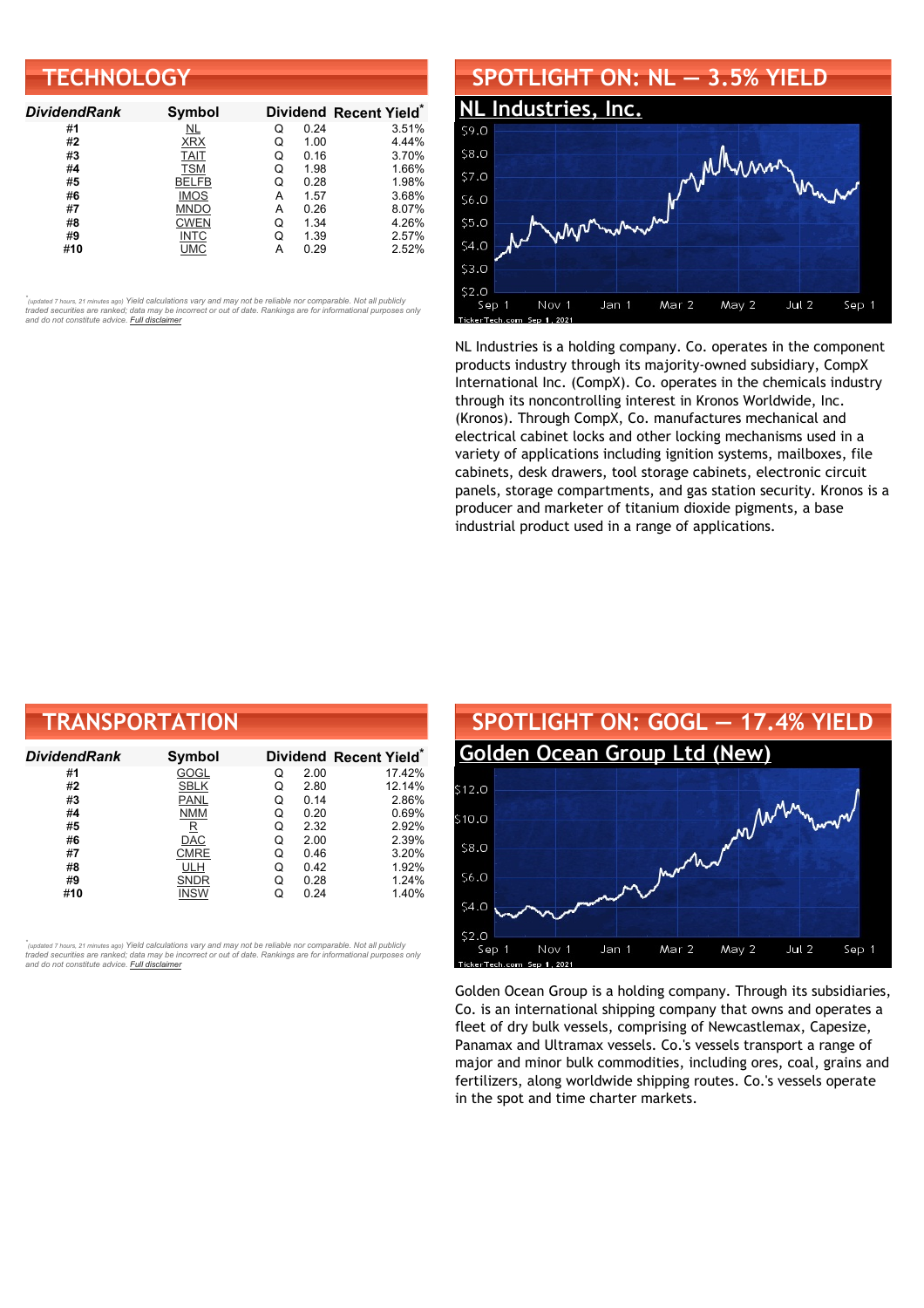## TECHNOLOGY

| DividendRank | Symbol | Dividend | | Recent Yield* |
|---|---|---|---|---|
| #1 | NL | Q | 0.24 | 3.51% |
| #2 | XRX | Q | 1.00 | 4.44% |
| #3 | TAIT | Q | 0.16 | 3.70% |
| #4 | TSM | Q | 1.98 | 1.66% |
| #5 | BELFB | Q | 0.28 | 1.98% |
| #6 | IMOS | A | 1.57 | 3.68% |
| #7 | MNDO | A | 0.26 | 8.07% |
| #8 | CWEN | Q | 1.34 | 4.26% |
| #9 | INTC | Q | 1.39 | 2.57% |
| #10 | UMC | A | 0.29 | 2.52% |

*(updated 7 hours, 21 minutes ago) *Yield calculations vary and may not be reliable nor comparable. Not all publicly traded securities are ranked; data may be incorrect or out of date. Rankings are for informational purposes only and do not constitute advice. Full disclaimer*

## SPOTLIGHT ON: NL — 3.5% YIELD

### NL Industries, Inc.

NL Industries is a holding company. Co. operates in the component products industry through its majority-owned subsidiary, CompX International Inc. (CompX). Co. operates in the chemicals industry through its noncontrolling interest in Kronos Worldwide, Inc. (Kronos). Through CompX, Co. manufactures mechanical and electrical cabinet locks and other locking mechanisms used in a variety of applications including ignition systems, mailboxes, file cabinets, desk drawers, tool storage cabinets, electronic circuit panels, storage compartments, and gas station security. Kronos is a producer and marketer of titanium dioxide pigments, a base industrial product used in a range of applications.

## TRANSPORTATION

| DividendRank | Symbol | Dividend | | Recent Yield* |
|---|---|---|---|---|
| #1 | GOGL | Q | 2.00 | 17.42% |
| #2 | SBLK | Q | 2.80 | 12.14% |
| #3 | PANL | Q | 0.14 | 2.86% |
| #4 | NMM | Q | 0.20 | 0.69% |
| #5 | R | Q | 2.32 | 2.92% |
| #6 | DAC | Q | 2.00 | 2.39% |
| #7 | CMRE | Q | 0.46 | 3.20% |
| #8 | ULH | Q | 0.42 | 1.92% |
| #9 | SNDR | Q | 0.28 | 1.24% |
| #10 | INSW | Q | 0.24 | 1.40% |

*(updated 7 hours, 21 minutes ago) *Yield calculations vary and may not be reliable nor comparable. Not all publicly traded securities are ranked; data may be incorrect or out of date. Rankings are for informational purposes only and do not constitute advice. Full disclaimer*

## SPOTLIGHT ON: GOGL — 17.4% YIELD

### Golden Ocean Group Ltd (New)

Golden Ocean Group is a holding company. Through its subsidiaries, Co. is an international shipping company that owns and operates a fleet of dry bulk vessels, comprising of Newcastlemax, Capesize, Panamax and Ultramax vessels. Co.'s vessels transport a range of major and minor bulk commodities, including ores, coal, grains and fertilizers, along worldwide shipping routes. Co.'s vessels operate in the spot and time charter markets.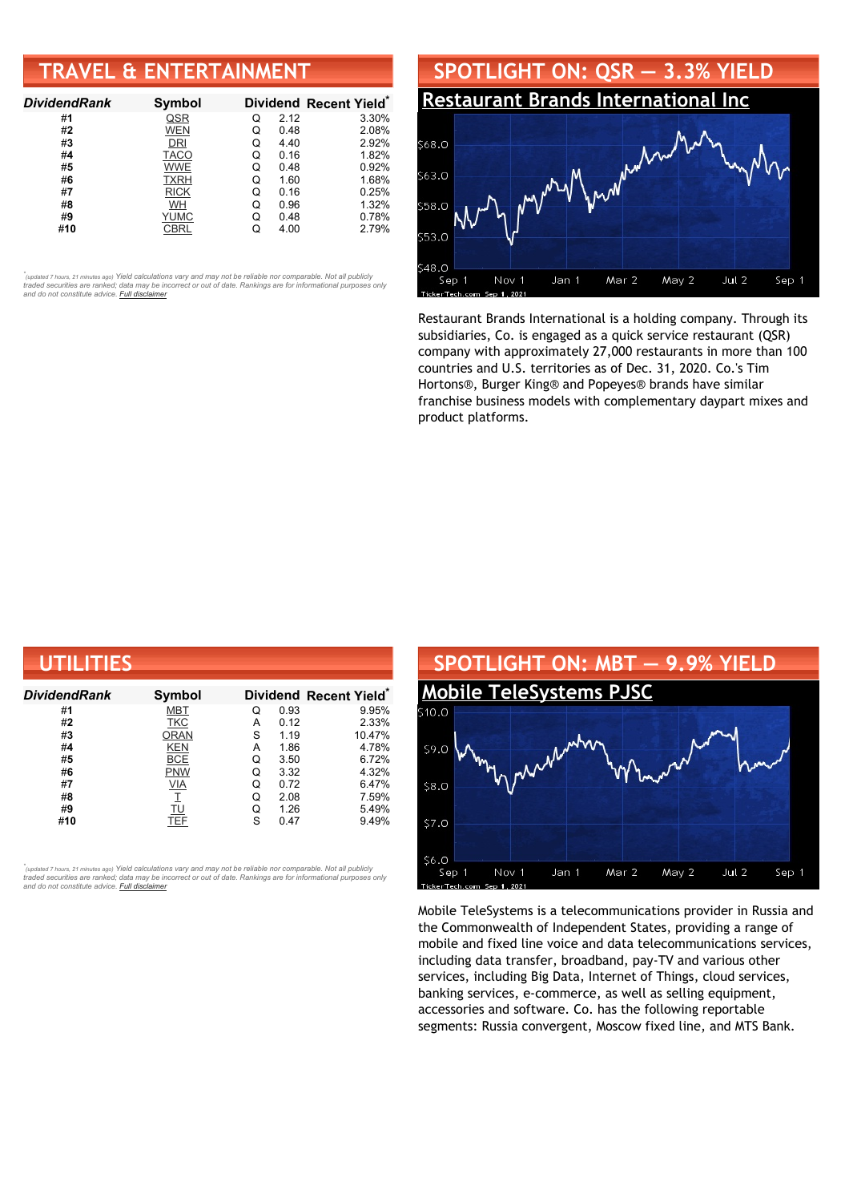## TRAVEL & ENTERTAINMENT

| DividendRank | Symbol | Dividend | | Recent Yield* |
|---|---|---|---|---|
| #1 | QSR | Q | 2.12 | 3.30% |
| #2 | WEN | Q | 0.48 | 2.08% |
| #3 | DRI | Q | 4.40 | 2.92% |
| #4 | TACO | Q | 0.16 | 1.82% |
| #5 | WWE | Q | 0.48 | 0.92% |
| #6 | TXRH | Q | 1.60 | 1.68% |
| #7 | RICK | Q | 0.16 | 0.25% |
| #8 | WH | Q | 0.96 | 1.32% |
| #9 | YUMC | Q | 0.48 | 0.78% |
| #10 | CBRL | Q | 4.00 | 2.79% |

*(updated 7 hours, 21 minutes ago) Yield calculations vary and may not be reliable nor comparable. Not all publicly traded securities are ranked; data may be incorrect or out of date. Rankings are for informational purposes only and do not constitute advice. Full disclaimer

## SPOTLIGHT ON: QSR — 3.3% YIELD

### Restaurant Brands International Inc

Restaurant Brands International is a holding company. Through its subsidiaries, Co. is engaged as a quick service restaurant (QSR) company with approximately 27,000 restaurants in more than 100 countries and U.S. territories as of Dec. 31, 2020. Co.'s Tim Hortons®, Burger King® and Popeyes® brands have similar franchise business models with complementary daypart mixes and product platforms.

## UTILITIES

| DividendRank | Symbol | Dividend | | Recent Yield* |
|---|---|---|---|---|
| #1 | MBT | Q | 0.93 | 9.95% |
| #2 | TKC | A | 0.12 | 2.33% |
| #3 | ORAN | S | 1.19 | 10.47% |
| #4 | KEN | A | 1.86 | 4.78% |
| #5 | BCE | Q | 3.50 | 6.72% |
| #6 | PNW | Q | 3.32 | 4.32% |
| #7 | VIA | Q | 0.72 | 6.47% |
| #8 | T | Q | 2.08 | 7.59% |
| #9 | TU | Q | 1.26 | 5.49% |
| #10 | TEF | S | 0.47 | 9.49% |

*(updated 7 hours, 21 minutes ago) Yield calculations vary and may not be reliable nor comparable. Not all publicly traded securities are ranked; data may be incorrect or out of date. Rankings are for informational purposes only and do not constitute advice. Full disclaimer

## SPOTLIGHT ON: MBT — 9.9% YIELD

### Mobile TeleSystems PJSC

Mobile TeleSystems is a telecommunications provider in Russia and the Commonwealth of Independent States, providing a range of mobile and fixed line voice and data telecommunications services, including data transfer, broadband, pay-TV and various other services, including Big Data, Internet of Things, cloud services, banking services, e-commerce, as well as selling equipment, accessories and software. Co. has the following reportable segments: Russia convergent, Moscow fixed line, and MTS Bank.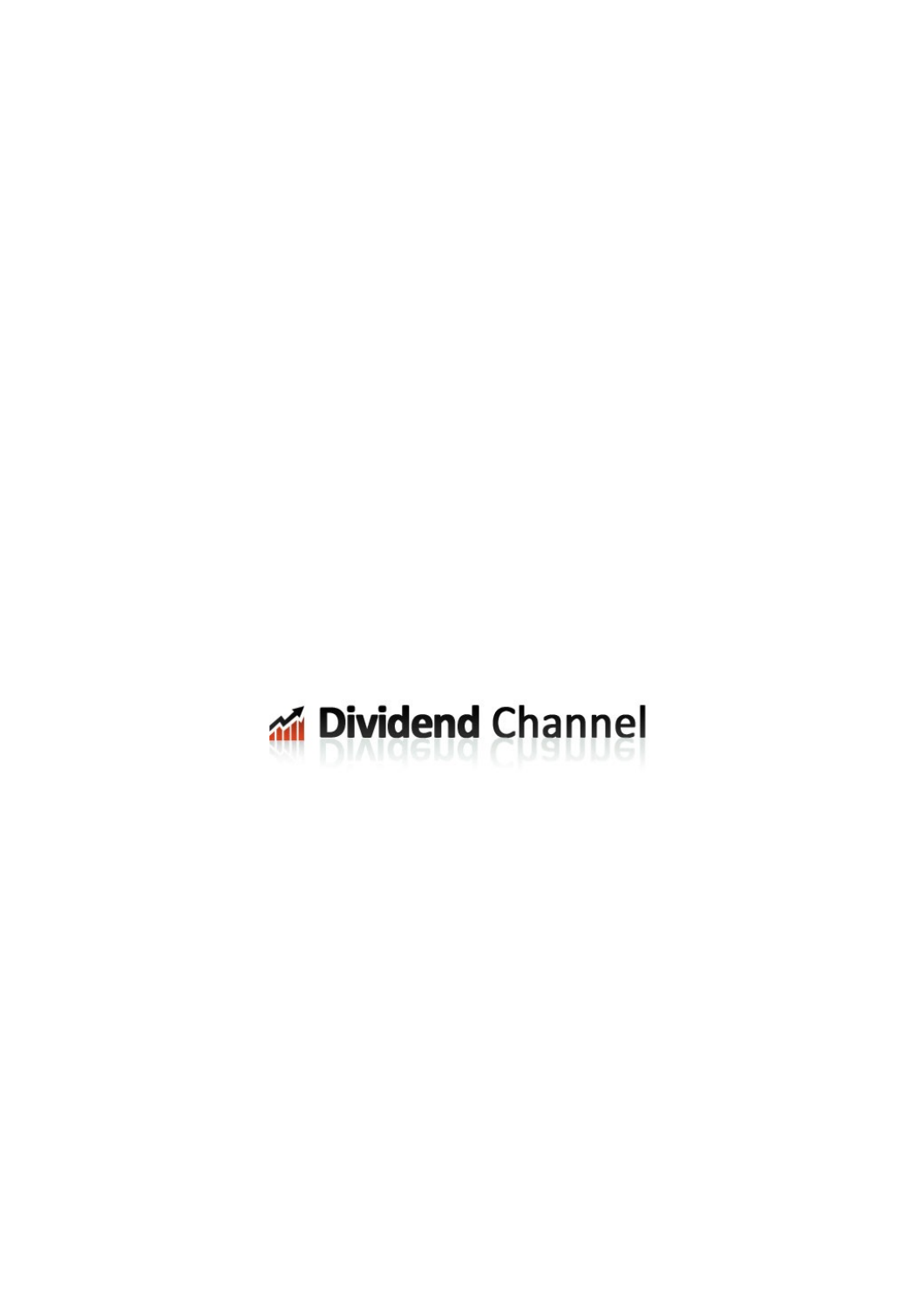Dividend Channel